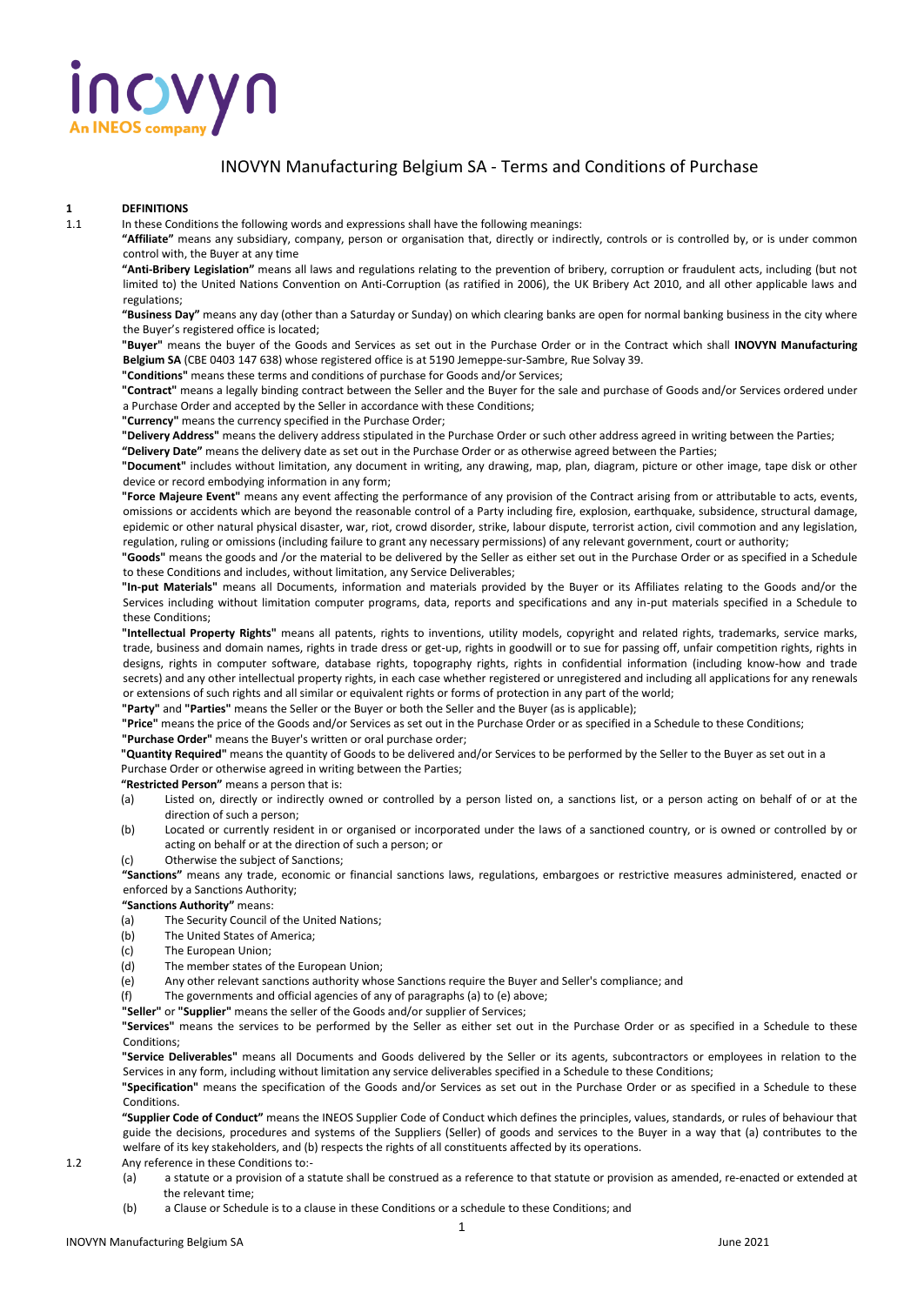# INOVYN Manufacturing Belgium SA - Terms and Conditions of Purchase

## 1 DEFINITIONS

1.1 In these Conditions the following words and expressions shall have the following meanings:

**"Affiliate"** means any subsidiary, company, person or organisation that, directly or indirectly, controls or is controlled by, or is under common control with, the Buyer at any time

**"Anti-Bribery Legislation"** means all laws and regulations relating to the prevention of bribery, corruption or fraudulent acts, including (but not limited to) the United Nations Convention on Anti-Corruption (as ratified in 2006), the UK Bribery Act 2010, and all other applicable laws and regulations;

**"Business Day"** means any day (other than a Saturday or Sunday) on which clearing banks are open for normal banking business in the city where the Buyer's registered office is located;

**"Buyer"** means the buyer of the Goods and Services as set out in the Purchase Order or in the Contract which shall **INOVYN Manufacturing Belgium SA** (CBE 0403 147 638) whose registered office is at 5190 Jemeppe-sur-Sambre, Rue Solvay 39.

**"Conditions"** means these terms and conditions of purchase for Goods and/or Services;

**"Contract"** means a legally binding contract between the Seller and the Buyer for the sale and purchase of Goods and/or Services ordered under a Purchase Order and accepted by the Seller in accordance with these Conditions;

**"Currency"** means the currency specified in the Purchase Order;

**"Delivery Address"** means the delivery address stipulated in the Purchase Order or such other address agreed in writing between the Parties;

**"Delivery Date"** means the delivery date as set out in the Purchase Order or as otherwise agreed between the Parties;

**"Document"** includes without limitation, any document in writing, any drawing, map, plan, diagram, picture or other image, tape disk or other device or record embodying information in any form;

**"Force Majeure Event"** means any event affecting the performance of any provision of the Contract arising from or attributable to acts, events, omissions or accidents which are beyond the reasonable control of a Party including fire, explosion, earthquake, subsidence, structural damage, epidemic or other natural physical disaster, war, riot, crowd disorder, strike, labour dispute, terrorist action, civil commotion and any legislation, regulation, ruling or omissions (including failure to grant any necessary permissions) of any relevant government, court or authority;

**"Goods"** means the goods and /or the material to be delivered by the Seller as either set out in the Purchase Order or as specified in a Schedule to these Conditions and includes, without limitation, any Service Deliverables;

**"In-put Materials"** means all Documents, information and materials provided by the Buyer or its Affiliates relating to the Goods and/or the Services including without limitation computer programs, data, reports and specifications and any in-put materials specified in a Schedule to these Conditions;

**"Intellectual Property Rights"** means all patents, rights to inventions, utility models, copyright and related rights, trademarks, service marks, trade, business and domain names, rights in trade dress or get-up, rights in goodwill or to sue for passing off, unfair competition rights, rights in designs, rights in computer software, database rights, topography rights, rights in confidential information (including know-how and trade secrets) and any other intellectual property rights, in each case whether registered or unregistered and including all applications for any renewals or extensions of such rights and all similar or equivalent rights or forms of protection in any part of the world;

**"Party"** and **"Parties"** means the Seller or the Buyer or both the Seller and the Buyer (as is applicable);

**"Price"** means the price of the Goods and/or Services as set out in the Purchase Order or as specified in a Schedule to these Conditions;

**"Purchase Order"** means the Buyer's written or oral purchase order;

**"Quantity Required"** means the quantity of Goods to be delivered and/or Services to be performed by the Seller to the Buyer as set out in a Purchase Order or otherwise agreed in writing between the Parties;

**"Restricted Person"** means a person that is:

(a) Listed on, directly or indirectly owned or controlled by a person listed on, a sanctions list, or a person acting on behalf of or at the direction of such a person;

(b) Located or currently resident in or organised or incorporated under the laws of a sanctioned country, or is owned or controlled by or acting on behalf or at the direction of such a person; or

(c) Otherwise the subject of Sanctions;

**"Sanctions"** means any trade, economic or financial sanctions laws, regulations, embargoes or restrictive measures administered, enacted or enforced by a Sanctions Authority;

**"Sanctions Authority"** means:

(a) The Security Council of the United Nations;

(b) The United States of America;

(c) The European Union;

(d) The member states of the European Union;

(e) Any other relevant sanctions authority whose Sanctions require the Buyer and Seller's compliance; and

(f) The governments and official agencies of any of paragraphs (a) to (e) above;

**"Seller"** or **"Supplier"** means the seller of the Goods and/or supplier of Services;

**"Services"** means the services to be performed by the Seller as either set out in the Purchase Order or as specified in a Schedule to these Conditions;

**"Service Deliverables"** means all Documents and Goods delivered by the Seller or its agents, subcontractors or employees in relation to the Services in any form, including without limitation any service deliverables specified in a Schedule to these Conditions;

**"Specification"** means the specification of the Goods and/or Services as set out in the Purchase Order or as specified in a Schedule to these Conditions.

**"Supplier Code of Conduct"** means the INEOS Supplier Code of Conduct which defines the principles, values, standards, or rules of behaviour that guide the decisions, procedures and systems of the Suppliers (Seller) of goods and services to the Buyer in a way that (a) contributes to the welfare of its key stakeholders, and (b) respects the rights of all constituents affected by its operations.

1.2 Any reference in these Conditions to:-

(a) a statute or a provision of a statute shall be construed as a reference to that statute or provision as amended, re-enacted or extended at the relevant time;

(b) a Clause or Schedule is to a clause in these Conditions or a schedule to these Conditions; and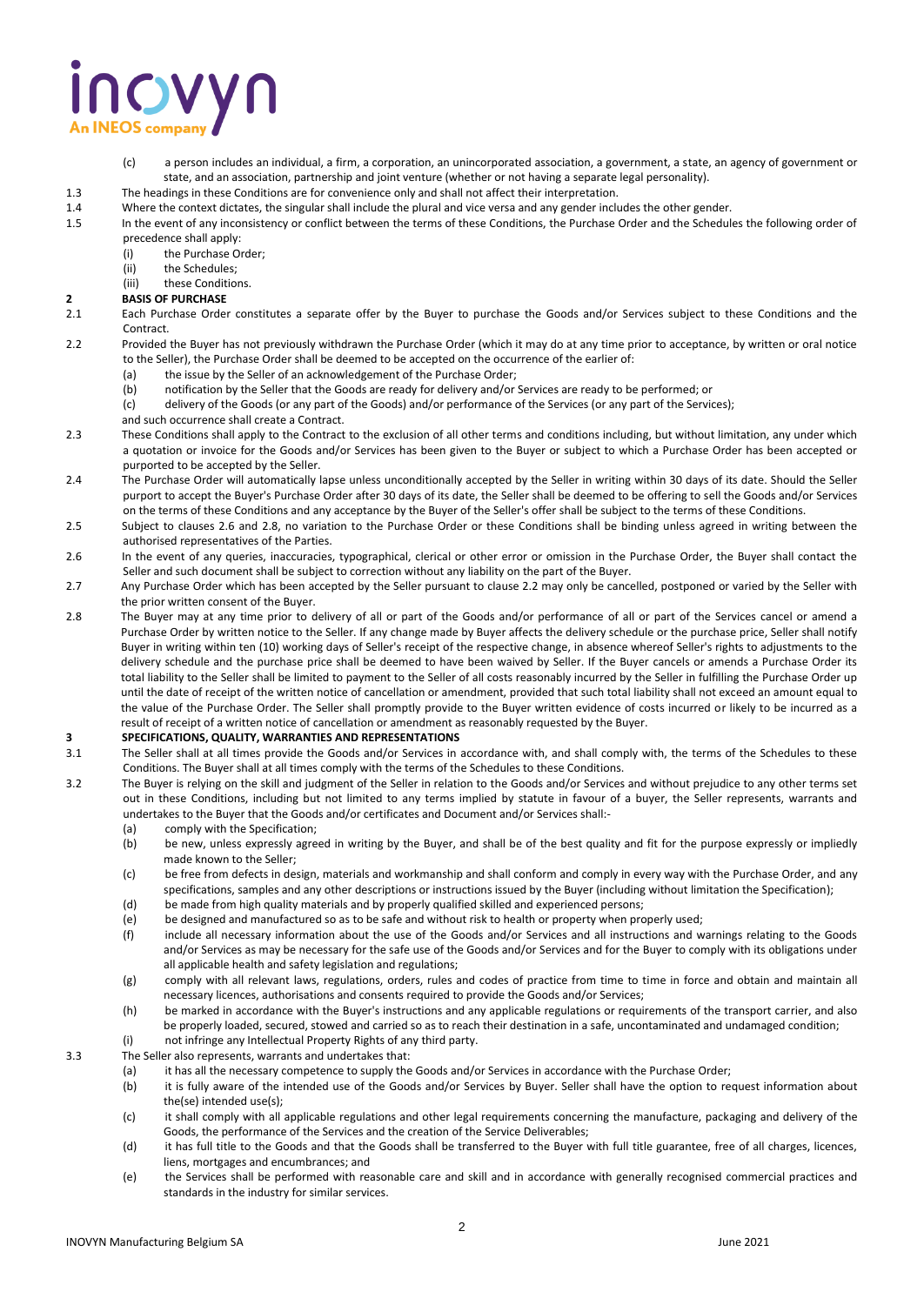(c) a person includes an individual, a firm, a corporation, an unincorporated association, a government, a state, an agency of government or state, and an association, partnership and joint venture (whether or not having a separate legal personality).

1.3 The headings in these Conditions are for convenience only and shall not affect their interpretation.

1.4 Where the context dictates, the singular shall include the plural and vice versa and any gender includes the other gender.

1.5 In the event of any inconsistency or conflict between the terms of these Conditions, the Purchase Order and the Schedules the following order of precedence shall apply:

(i) the Purchase Order;
(ii) the Schedules;
(iii) these Conditions.

## 2 BASIS OF PURCHASE

2.1 Each Purchase Order constitutes a separate offer by the Buyer to purchase the Goods and/or Services subject to these Conditions and the Contract.

2.2 Provided the Buyer has not previously withdrawn the Purchase Order (which it may do at any time prior to acceptance, by written or oral notice to the Seller), the Purchase Order shall be deemed to be accepted on the occurrence of the earlier of:

(a) the issue by the Seller of an acknowledgement of the Purchase Order;
(b) notification by the Seller that the Goods are ready for delivery and/or Services are ready to be performed; or
(c) delivery of the Goods (or any part of the Goods) and/or performance of the Services (or any part of the Services);

and such occurrence shall create a Contract.

2.3 These Conditions shall apply to the Contract to the exclusion of all other terms and conditions including, but without limitation, any under which a quotation or invoice for the Goods and/or Services has been given to the Buyer or subject to which a Purchase Order has been accepted or purported to be accepted by the Seller.

2.4 The Purchase Order will automatically lapse unless unconditionally accepted by the Seller in writing within 30 days of its date. Should the Seller purport to accept the Buyer's Purchase Order after 30 days of its date, the Seller shall be deemed to be offering to sell the Goods and/or Services on the terms of these Conditions and any acceptance by the Buyer of the Seller's offer shall be subject to the terms of these Conditions.

2.5 Subject to clauses 2.6 and 2.8, no variation to the Purchase Order or these Conditions shall be binding unless agreed in writing between the authorised representatives of the Parties.

2.6 In the event of any queries, inaccuracies, typographical, clerical or other error or omission in the Purchase Order, the Buyer shall contact the Seller and such document shall be subject to correction without any liability on the part of the Buyer.

2.7 Any Purchase Order which has been accepted by the Seller pursuant to clause 2.2 may only be cancelled, postponed or varied by the Seller with the prior written consent of the Buyer.

2.8 The Buyer may at any time prior to delivery of all or part of the Goods and/or performance of all or part of the Services cancel or amend a Purchase Order by written notice to the Seller. If any change made by Buyer affects the delivery schedule or the purchase price, Seller shall notify Buyer in writing within ten (10) working days of Seller's receipt of the respective change, in absence whereof Seller's rights to adjustments to the delivery schedule and the purchase price shall be deemed to have been waived by Seller. If the Buyer cancels or amends a Purchase Order its total liability to the Seller shall be limited to payment to the Seller of all costs reasonably incurred by the Seller in fulfilling the Purchase Order up until the date of receipt of the written notice of cancellation or amendment, provided that such total liability shall not exceed an amount equal to the value of the Purchase Order. The Seller shall promptly provide to the Buyer written evidence of costs incurred or likely to be incurred as a result of receipt of a written notice of cancellation or amendment as reasonably requested by the Buyer.

## 3 SPECIFICATIONS, QUALITY, WARRANTIES AND REPRESENTATIONS

3.1 The Seller shall at all times provide the Goods and/or Services in accordance with, and shall comply with, the terms of the Schedules to these Conditions. The Buyer shall at all times comply with the terms of the Schedules to these Conditions.

3.2 The Buyer is relying on the skill and judgment of the Seller in relation to the Goods and/or Services and without prejudice to any other terms set out in these Conditions, including but not limited to any terms implied by statute in favour of a buyer, the Seller represents, warrants and undertakes to the Buyer that the Goods and/or certificates and Document and/or Services shall:-

(a) comply with the Specification;
(b) be new, unless expressly agreed in writing by the Buyer, and shall be of the best quality and fit for the purpose expressly or impliedly made known to the Seller;
(c) be free from defects in design, materials and workmanship and shall conform and comply in every way with the Purchase Order, and any specifications, samples and any other descriptions or instructions issued by the Buyer (including without limitation the Specification);
(d) be made from high quality materials and by properly qualified skilled and experienced persons;
(e) be designed and manufactured so as to be safe and without risk to health or property when properly used;
(f) include all necessary information about the use of the Goods and/or Services and all instructions and warnings relating to the Goods and/or Services as may be necessary for the safe use of the Goods and/or Services and for the Buyer to comply with its obligations under all applicable health and safety legislation and regulations;
(g) comply with all relevant laws, regulations, orders, rules and codes of practice from time to time in force and obtain and maintain all necessary licences, authorisations and consents required to provide the Goods and/or Services;
(h) be marked in accordance with the Buyer's instructions and any applicable regulations or requirements of the transport carrier, and also be properly loaded, secured, stowed and carried so as to reach their destination in a safe, uncontaminated and undamaged condition;
(i) not infringe any Intellectual Property Rights of any third party.

3.3 The Seller also represents, warrants and undertakes that:

(a) it has all the necessary competence to supply the Goods and/or Services in accordance with the Purchase Order;
(b) it is fully aware of the intended use of the Goods and/or Services by Buyer. Seller shall have the option to request information about the(se) intended use(s);
(c) it shall comply with all applicable regulations and other legal requirements concerning the manufacture, packaging and delivery of the Goods, the performance of the Services and the creation of the Service Deliverables;
(d) it has full title to the Goods and that the Goods shall be transferred to the Buyer with full title guarantee, free of all charges, licences, liens, mortgages and encumbrances; and
(e) the Services shall be performed with reasonable care and skill and in accordance with generally recognised commercial practices and standards in the industry for similar services.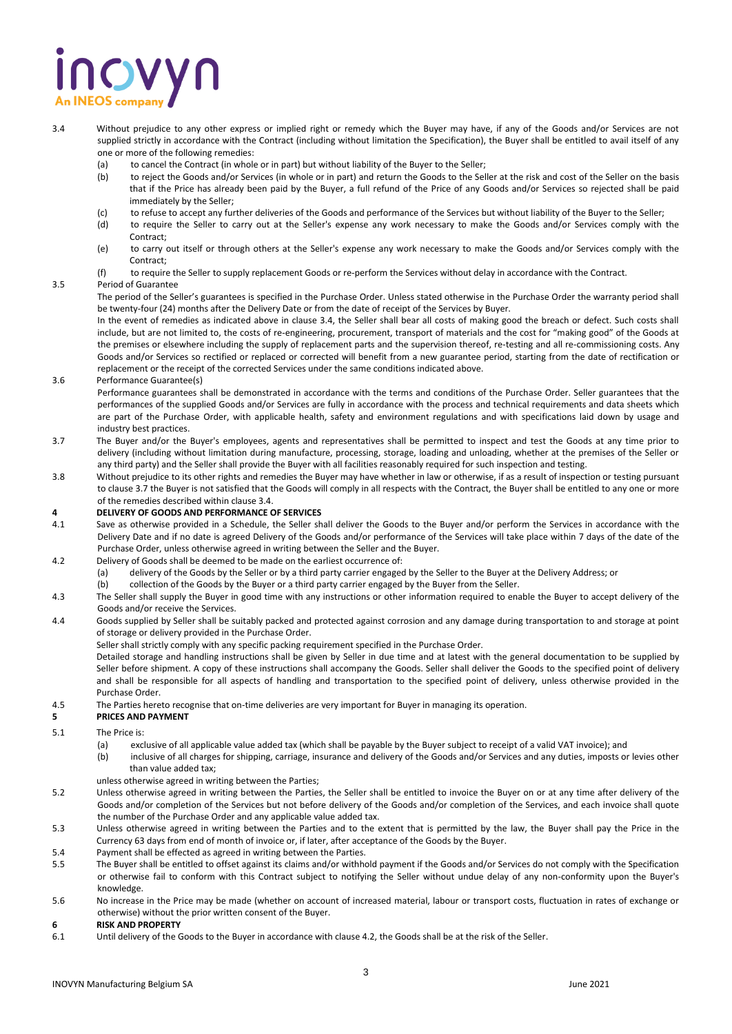3.4 Without prejudice to any other express or implied right or remedy which the Buyer may have, if any of the Goods and/or Services are not supplied strictly in accordance with the Contract (including without limitation the Specification), the Buyer shall be entitled to avail itself of any one or more of the following remedies:

- (a) to cancel the Contract (in whole or in part) but without liability of the Buyer to the Seller;
- (b) to reject the Goods and/or Services (in whole or in part) and return the Goods to the Seller at the risk and cost of the Seller on the basis that if the Price has already been paid by the Buyer, a full refund of the Price of any Goods and/or Services so rejected shall be paid immediately by the Seller;
- (c) to refuse to accept any further deliveries of the Goods and performance of the Services but without liability of the Buyer to the Seller;
- (d) to require the Seller to carry out at the Seller's expense any work necessary to make the Goods and/or Services comply with the Contract;
- (e) to carry out itself or through others at the Seller's expense any work necessary to make the Goods and/or Services comply with the Contract;
- (f) to require the Seller to supply replacement Goods or re-perform the Services without delay in accordance with the Contract.

3.5 Period of Guarantee

The period of the Seller's guarantees is specified in the Purchase Order. Unless stated otherwise in the Purchase Order the warranty period shall be twenty-four (24) months after the Delivery Date or from the date of receipt of the Services by Buyer.

In the event of remedies as indicated above in clause 3.4, the Seller shall bear all costs of making good the breach or defect. Such costs shall include, but are not limited to, the costs of re-engineering, procurement, transport of materials and the cost for "making good" of the Goods at the premises or elsewhere including the supply of replacement parts and the supervision thereof, re-testing and all re-commissioning costs. Any Goods and/or Services so rectified or replaced or corrected will benefit from a new guarantee period, starting from the date of rectification or replacement or the receipt of the corrected Services under the same conditions indicated above.

3.6 Performance Guarantee(s)

Performance guarantees shall be demonstrated in accordance with the terms and conditions of the Purchase Order. Seller guarantees that the performances of the supplied Goods and/or Services are fully in accordance with the process and technical requirements and data sheets which are part of the Purchase Order, with applicable health, safety and environment regulations and with specifications laid down by usage and industry best practices.

3.7 The Buyer and/or the Buyer's employees, agents and representatives shall be permitted to inspect and test the Goods at any time prior to delivery (including without limitation during manufacture, processing, storage, loading and unloading, whether at the premises of the Seller or any third party) and the Seller shall provide the Buyer with all facilities reasonably required for such inspection and testing.

3.8 Without prejudice to its other rights and remedies the Buyer may have whether in law or otherwise, if as a result of inspection or testing pursuant to clause 3.7 the Buyer is not satisfied that the Goods will comply in all respects with the Contract, the Buyer shall be entitled to any one or more of the remedies described within clause 3.4.

## 4 DELIVERY OF GOODS AND PERFORMANCE OF SERVICES

4.1 Save as otherwise provided in a Schedule, the Seller shall deliver the Goods to the Buyer and/or perform the Services in accordance with the Delivery Date and if no date is agreed Delivery of the Goods and/or performance of the Services will take place within 7 days of the date of the Purchase Order, unless otherwise agreed in writing between the Seller and the Buyer.

4.2 Delivery of Goods shall be deemed to be made on the earliest occurrence of:

- (a) delivery of the Goods by the Seller or by a third party carrier engaged by the Seller to the Buyer at the Delivery Address; or
- (b) collection of the Goods by the Buyer or a third party carrier engaged by the Buyer from the Seller.

4.3 The Seller shall supply the Buyer in good time with any instructions or other information required to enable the Buyer to accept delivery of the Goods and/or receive the Services.

4.4 Goods supplied by Seller shall be suitably packed and protected against corrosion and any damage during transportation to and storage at point of storage or delivery provided in the Purchase Order.

Seller shall strictly comply with any specific packing requirement specified in the Purchase Order.

Detailed storage and handling instructions shall be given by Seller in due time and at latest with the general documentation to be supplied by Seller before shipment. A copy of these instructions shall accompany the Goods. Seller shall deliver the Goods to the specified point of delivery and shall be responsible for all aspects of handling and transportation to the specified point of delivery, unless otherwise provided in the Purchase Order.

4.5 The Parties hereto recognise that on-time deliveries are very important for Buyer in managing its operation.

## 5 PRICES AND PAYMENT

5.1 The Price is:

- (a) exclusive of all applicable value added tax (which shall be payable by the Buyer subject to receipt of a valid VAT invoice); and
- (b) inclusive of all charges for shipping, carriage, insurance and delivery of the Goods and/or Services and any duties, imposts or levies other than value added tax;

unless otherwise agreed in writing between the Parties;

5.2 Unless otherwise agreed in writing between the Parties, the Seller shall be entitled to invoice the Buyer on or at any time after delivery of the Goods and/or completion of the Services but not before delivery of the Goods and/or completion of the Services, and each invoice shall quote the number of the Purchase Order and any applicable value added tax.

5.3 Unless otherwise agreed in writing between the Parties and to the extent that is permitted by the law, the Buyer shall pay the Price in the Currency 63 days from end of month of invoice or, if later, after acceptance of the Goods by the Buyer.

5.4 Payment shall be effected as agreed in writing between the Parties.

5.5 The Buyer shall be entitled to offset against its claims and/or withhold payment if the Goods and/or Services do not comply with the Specification or otherwise fail to conform with this Contract subject to notifying the Seller without undue delay of any non-conformity upon the Buyer's knowledge.

5.6 No increase in the Price may be made (whether on account of increased material, labour or transport costs, fluctuation in rates of exchange or otherwise) without the prior written consent of the Buyer.

## 6 RISK AND PROPERTY

6.1 Until delivery of the Goods to the Buyer in accordance with clause 4.2, the Goods shall be at the risk of the Seller.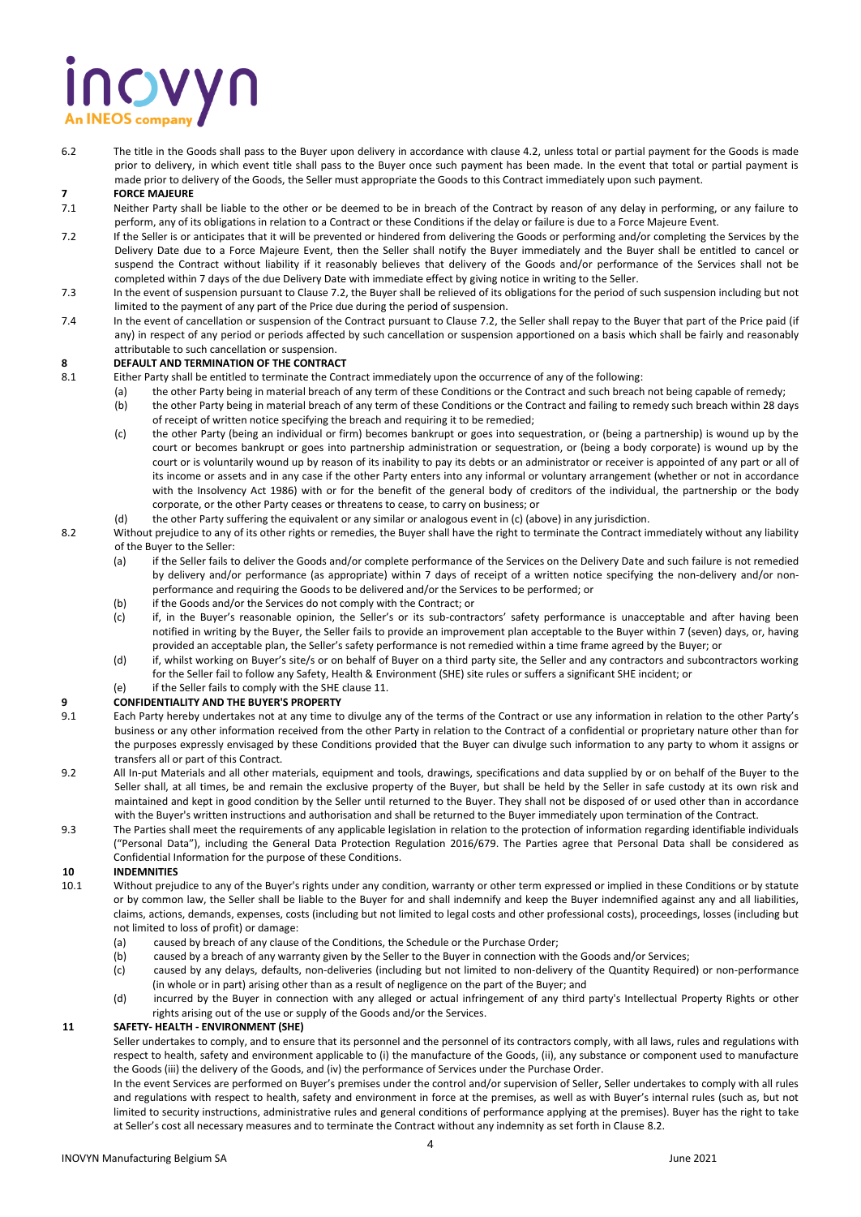6.2 The title in the Goods shall pass to the Buyer upon delivery in accordance with clause 4.2, unless total or partial payment for the Goods is made prior to delivery, in which event title shall pass to the Buyer once such payment has been made. In the event that total or partial payment is made prior to delivery of the Goods, the Seller must appropriate the Goods to this Contract immediately upon such payment.

## 7 FORCE MAJEURE

7.1 Neither Party shall be liable to the other or be deemed to be in breach of the Contract by reason of any delay in performing, or any failure to perform, any of its obligations in relation to a Contract or these Conditions if the delay or failure is due to a Force Majeure Event.

7.2 If the Seller is or anticipates that it will be prevented or hindered from delivering the Goods or performing and/or completing the Services by the Delivery Date due to a Force Majeure Event, then the Seller shall notify the Buyer immediately and the Buyer shall be entitled to cancel or suspend the Contract without liability if it reasonably believes that delivery of the Goods and/or performance of the Services shall not be completed within 7 days of the due Delivery Date with immediate effect by giving notice in writing to the Seller.

7.3 In the event of suspension pursuant to Clause 7.2, the Buyer shall be relieved of its obligations for the period of such suspension including but not limited to the payment of any part of the Price due during the period of suspension.

7.4 In the event of cancellation or suspension of the Contract pursuant to Clause 7.2, the Seller shall repay to the Buyer that part of the Price paid (if any) in respect of any period or periods affected by such cancellation or suspension apportioned on a basis which shall be fairly and reasonably attributable to such cancellation or suspension.

## 8 DEFAULT AND TERMINATION OF THE CONTRACT

8.1 Either Party shall be entitled to terminate the Contract immediately upon the occurrence of any of the following:

(a) the other Party being in material breach of any term of these Conditions or the Contract and such breach not being capable of remedy;

(b) the other Party being in material breach of any term of these Conditions or the Contract and failing to remedy such breach within 28 days of receipt of written notice specifying the breach and requiring it to be remedied;

(c) the other Party (being an individual or firm) becomes bankrupt or goes into sequestration, or (being a partnership) is wound up by the court or becomes bankrupt or goes into partnership administration or sequestration, or (being a body corporate) is wound up by the court or is voluntarily wound up by reason of its inability to pay its debts or an administrator or receiver is appointed of any part or all of its income or assets and in any case if the other Party enters into any informal or voluntary arrangement (whether or not in accordance with the Insolvency Act 1986) with or for the benefit of the general body of creditors of the individual, the partnership or the body corporate, or the other Party ceases or threatens to cease, to carry on business; or

(d) the other Party suffering the equivalent or any similar or analogous event in (c) (above) in any jurisdiction.

8.2 Without prejudice to any of its other rights or remedies, the Buyer shall have the right to terminate the Contract immediately without any liability of the Buyer to the Seller:

(a) if the Seller fails to deliver the Goods and/or complete performance of the Services on the Delivery Date and such failure is not remedied by delivery and/or performance (as appropriate) within 7 days of receipt of a written notice specifying the non-delivery and/or non-performance and requiring the Goods to be delivered and/or the Services to be performed; or

(b) if the Goods and/or the Services do not comply with the Contract; or

(c) if, in the Buyer's reasonable opinion, the Seller's or its sub-contractors' safety performance is unacceptable and after having been notified in writing by the Buyer, the Seller fails to provide an improvement plan acceptable to the Buyer within 7 (seven) days, or, having provided an acceptable plan, the Seller's safety performance is not remedied within a time frame agreed by the Buyer; or

(d) if, whilst working on Buyer's site/s or on behalf of Buyer on a third party site, the Seller and any contractors and subcontractors working for the Seller fail to follow any Safety, Health & Environment (SHE) site rules or suffers a significant SHE incident; or

(e) if the Seller fails to comply with the SHE clause 11.

## 9 CONFIDENTIALITY AND THE BUYER'S PROPERTY

9.1 Each Party hereby undertakes not at any time to divulge any of the terms of the Contract or use any information in relation to the other Party's business or any other information received from the other Party in relation to the Contract of a confidential or proprietary nature other than for the purposes expressly envisaged by these Conditions provided that the Buyer can divulge such information to any party to whom it assigns or transfers all or part of this Contract.

9.2 All In-put Materials and all other materials, equipment and tools, drawings, specifications and data supplied by or on behalf of the Buyer to the Seller shall, at all times, be and remain the exclusive property of the Buyer, but shall be held by the Seller in safe custody at its own risk and maintained and kept in good condition by the Seller until returned to the Buyer. They shall not be disposed of or used other than in accordance with the Buyer's written instructions and authorisation and shall be returned to the Buyer immediately upon termination of the Contract.

9.3 The Parties shall meet the requirements of any applicable legislation in relation to the protection of information regarding identifiable individuals ("Personal Data"), including the General Data Protection Regulation 2016/679. The Parties agree that Personal Data shall be considered as Confidential Information for the purpose of these Conditions.

## 10 INDEMNITIES

10.1 Without prejudice to any of the Buyer's rights under any condition, warranty or other term expressed or implied in these Conditions or by statute or by common law, the Seller shall be liable to the Buyer for and shall indemnify and keep the Buyer indemnified against any and all liabilities, claims, actions, demands, expenses, costs (including but not limited to legal costs and other professional costs), proceedings, losses (including but not limited to loss of profit) or damage:

(a) caused by breach of any clause of the Conditions, the Schedule or the Purchase Order;

(b) caused by a breach of any warranty given by the Seller to the Buyer in connection with the Goods and/or Services;

(c) caused by any delays, defaults, non-deliveries (including but not limited to non-delivery of the Quantity Required) or non-performance (in whole or in part) arising other than as a result of negligence on the part of the Buyer; and

(d) incurred by the Buyer in connection with any alleged or actual infringement of any third party's Intellectual Property Rights or other rights arising out of the use or supply of the Goods and/or the Services.

## 11 SAFETY- HEALTH - ENVIRONMENT (SHE)

Seller undertakes to comply, and to ensure that its personnel and the personnel of its contractors comply, with all laws, rules and regulations with respect to health, safety and environment applicable to (i) the manufacture of the Goods, (ii), any substance or component used to manufacture the Goods (iii) the delivery of the Goods, and (iv) the performance of Services under the Purchase Order.

In the event Services are performed on Buyer's premises under the control and/or supervision of Seller, Seller undertakes to comply with all rules and regulations with respect to health, safety and environment in force at the premises, as well as with Buyer's internal rules (such as, but not limited to security instructions, administrative rules and general conditions of performance applying at the premises). Buyer has the right to take at Seller's cost all necessary measures and to terminate the Contract without any indemnity as set forth in Clause 8.2.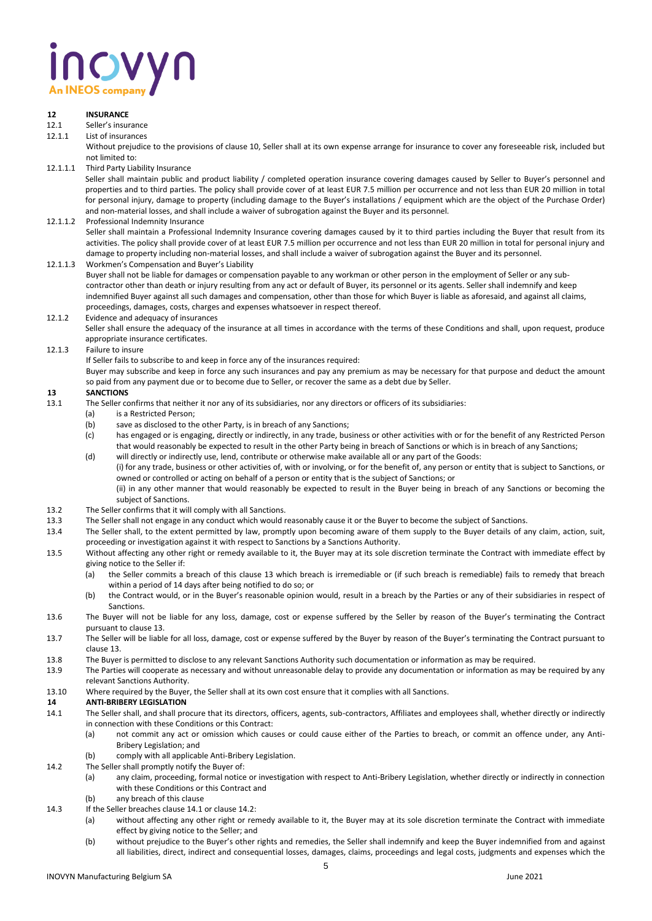## 12 INSURANCE

12.1 Seller's insurance

12.1.1 List of insurances

Without prejudice to the provisions of clause 10, Seller shall at its own expense arrange for insurance to cover any foreseeable risk, included but not limited to:

12.1.1.1 Third Party Liability Insurance

Seller shall maintain public and product liability / completed operation insurance covering damages caused by Seller to Buyer's personnel and properties and to third parties. The policy shall provide cover of at least EUR 7.5 million per occurrence and not less than EUR 20 million in total for personal injury, damage to property (including damage to the Buyer's installations / equipment which are the object of the Purchase Order) and non-material losses, and shall include a waiver of subrogation against the Buyer and its personnel.

12.1.1.2 Professional Indemnity Insurance

Seller shall maintain a Professional Indemnity Insurance covering damages caused by it to third parties including the Buyer that result from its activities. The policy shall provide cover of at least EUR 7.5 million per occurrence and not less than EUR 20 million in total for personal injury and damage to property including non-material losses, and shall include a waiver of subrogation against the Buyer and its personnel.

12.1.1.3 Workmen's Compensation and Buyer's Liability

Buyer shall not be liable for damages or compensation payable to any workman or other person in the employment of Seller or any sub-contractor other than death or injury resulting from any act or default of Buyer, its personnel or its agents. Seller shall indemnify and keep indemnified Buyer against all such damages and compensation, other than those for which Buyer is liable as aforesaid, and against all claims, proceedings, damages, costs, charges and expenses whatsoever in respect thereof.

12.1.2 Evidence and adequacy of insurances

Seller shall ensure the adequacy of the insurance at all times in accordance with the terms of these Conditions and shall, upon request, produce appropriate insurance certificates.

12.1.3 Failure to insure

If Seller fails to subscribe to and keep in force any of the insurances required:

Buyer may subscribe and keep in force any such insurances and pay any premium as may be necessary for that purpose and deduct the amount so paid from any payment due or to become due to Seller, or recover the same as a debt due by Seller.

## 13 SANCTIONS

13.1 The Seller confirms that neither it nor any of its subsidiaries, nor any directors or officers of its subsidiaries:

- (a) is a Restricted Person;
- (b) save as disclosed to the other Party, is in breach of any Sanctions;
- (c) has engaged or is engaging, directly or indirectly, in any trade, business or other activities with or for the benefit of any Restricted Person that would reasonably be expected to result in the other Party being in breach of Sanctions or which is in breach of any Sanctions;
- (d) will directly or indirectly use, lend, contribute or otherwise make available all or any part of the Goods:
  (i) for any trade, business or other activities of, with or involving, or for the benefit of, any person or entity that is subject to Sanctions, or owned or controlled or acting on behalf of a person or entity that is the subject of Sanctions; or
  (ii) in any other manner that would reasonably be expected to result in the Buyer being in breach of any Sanctions or becoming the subject of Sanctions.

13.2 The Seller confirms that it will comply with all Sanctions.

13.3 The Seller shall not engage in any conduct which would reasonably cause it or the Buyer to become the subject of Sanctions.

13.4 The Seller shall, to the extent permitted by law, promptly upon becoming aware of them supply to the Buyer details of any claim, action, suit, proceeding or investigation against it with respect to Sanctions by a Sanctions Authority.

13.5 Without affecting any other right or remedy available to it, the Buyer may at its sole discretion terminate the Contract with immediate effect by giving notice to the Seller if:

- (a) the Seller commits a breach of this clause 13 which breach is irremediable or (if such breach is remediable) fails to remedy that breach within a period of 14 days after being notified to do so; or
- (b) the Contract would, or in the Buyer's reasonable opinion would, result in a breach by the Parties or any of their subsidiaries in respect of Sanctions.

13.6 The Buyer will not be liable for any loss, damage, cost or expense suffered by the Seller by reason of the Buyer's terminating the Contract pursuant to clause 13.

13.7 The Seller will be liable for all loss, damage, cost or expense suffered by the Buyer by reason of the Buyer's terminating the Contract pursuant to clause 13.

13.8 The Buyer is permitted to disclose to any relevant Sanctions Authority such documentation or information as may be required.

13.9 The Parties will cooperate as necessary and without unreasonable delay to provide any documentation or information as may be required by any relevant Sanctions Authority.

13.10 Where required by the Buyer, the Seller shall at its own cost ensure that it complies with all Sanctions.

## 14 ANTI-BRIBERY LEGISLATION

14.1 The Seller shall, and shall procure that its directors, officers, agents, sub-contractors, Affiliates and employees shall, whether directly or indirectly in connection with these Conditions or this Contract:

- (a) not commit any act or omission which causes or could cause either of the Parties to breach, or commit an offence under, any Anti-Bribery Legislation; and
- (b) comply with all applicable Anti-Bribery Legislation.

14.2 The Seller shall promptly notify the Buyer of:

- (a) any claim, proceeding, formal notice or investigation with respect to Anti-Bribery Legislation, whether directly or indirectly in connection with these Conditions or this Contract and
- (b) any breach of this clause

14.3 If the Seller breaches clause 14.1 or clause 14.2:

- (a) without affecting any other right or remedy available to it, the Buyer may at its sole discretion terminate the Contract with immediate effect by giving notice to the Seller; and
- (b) without prejudice to the Buyer's other rights and remedies, the Seller shall indemnify and keep the Buyer indemnified from and against all liabilities, direct, indirect and consequential losses, damages, claims, proceedings and legal costs, judgments and expenses which the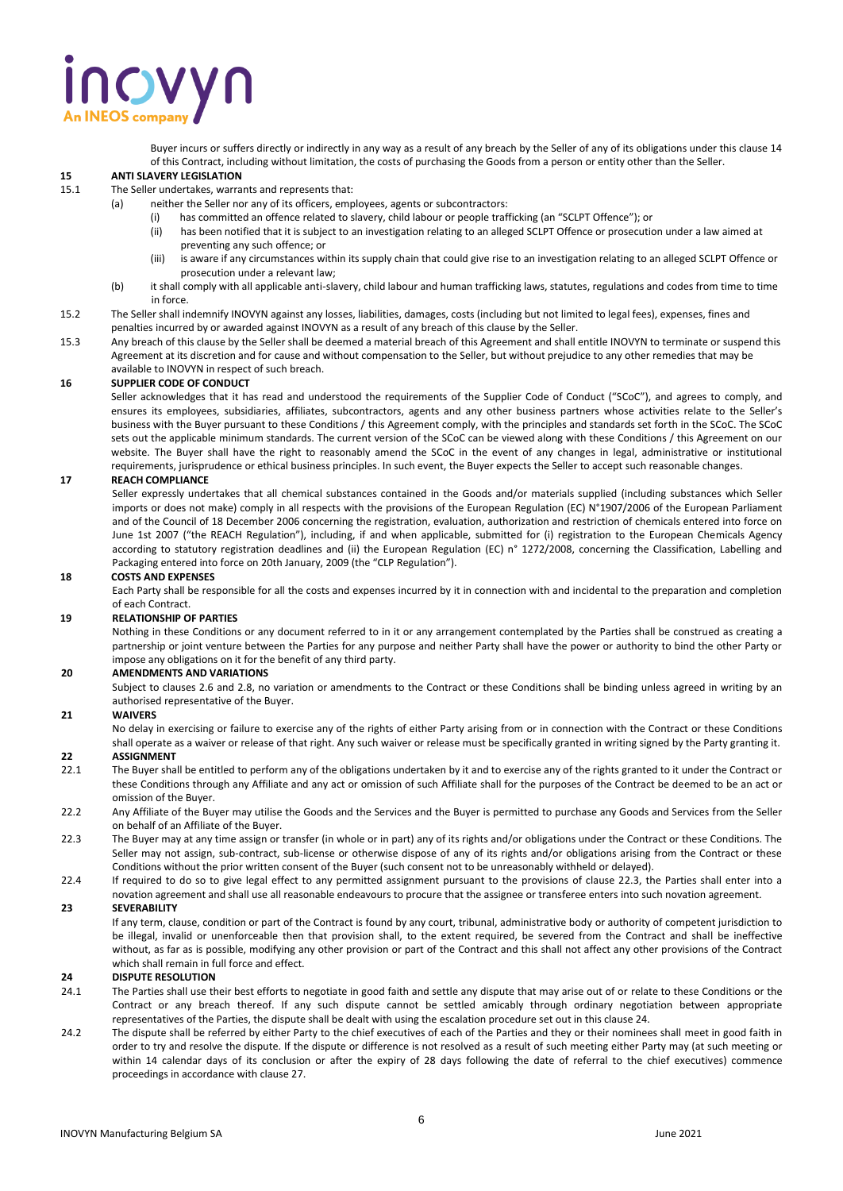Buyer incurs or suffers directly or indirectly in any way as a result of any breach by the Seller of any of its obligations under this clause 14 of this Contract, including without limitation, the costs of purchasing the Goods from a person or entity other than the Seller.

**15 ANTI SLAVERY LEGISLATION**

15.1 The Seller undertakes, warrants and represents that:

(a) neither the Seller nor any of its officers, employees, agents or subcontractors:

(i) has committed an offence related to slavery, child labour or people trafficking (an "SCLPT Offence"); or

(ii) has been notified that it is subject to an investigation relating to an alleged SCLPT Offence or prosecution under a law aimed at preventing any such offence; or

(iii) is aware if any circumstances within its supply chain that could give rise to an investigation relating to an alleged SCLPT Offence or prosecution under a relevant law;

(b) it shall comply with all applicable anti-slavery, child labour and human trafficking laws, statutes, regulations and codes from time to time in force.

15.2 The Seller shall indemnify INOVYN against any losses, liabilities, damages, costs (including but not limited to legal fees), expenses, fines and penalties incurred by or awarded against INOVYN as a result of any breach of this clause by the Seller.

15.3 Any breach of this clause by the Seller shall be deemed a material breach of this Agreement and shall entitle INOVYN to terminate or suspend this Agreement at its discretion and for cause and without compensation to the Seller, but without prejudice to any other remedies that may be available to INOVYN in respect of such breach.

**16 SUPPLIER CODE OF CONDUCT**

Seller acknowledges that it has read and understood the requirements of the Supplier Code of Conduct ("SCoC"), and agrees to comply, and ensures its employees, subsidiaries, affiliates, subcontractors, agents and any other business partners whose activities relate to the Seller's business with the Buyer pursuant to these Conditions / this Agreement comply, with the principles and standards set forth in the SCoC. The SCoC sets out the applicable minimum standards. The current version of the SCoC can be viewed along with these Conditions / this Agreement on our website. The Buyer shall have the right to reasonably amend the SCoC in the event of any changes in legal, administrative or institutional requirements, jurisprudence or ethical business principles. In such event, the Buyer expects the Seller to accept such reasonable changes.

**17 REACH COMPLIANCE**

Seller expressly undertakes that all chemical substances contained in the Goods and/or materials supplied (including substances which Seller imports or does not make) comply in all respects with the provisions of the European Regulation (EC) N°1907/2006 of the European Parliament and of the Council of 18 December 2006 concerning the registration, evaluation, authorization and restriction of chemicals entered into force on June 1st 2007 ("the REACH Regulation"), including, if and when applicable, submitted for (i) registration to the European Chemicals Agency according to statutory registration deadlines and (ii) the European Regulation (EC) n° 1272/2008, concerning the Classification, Labelling and Packaging entered into force on 20th January, 2009 (the "CLP Regulation").

**18 COSTS AND EXPENSES**

Each Party shall be responsible for all the costs and expenses incurred by it in connection with and incidental to the preparation and completion of each Contract.

**19 RELATIONSHIP OF PARTIES**

Nothing in these Conditions or any document referred to in it or any arrangement contemplated by the Parties shall be construed as creating a partnership or joint venture between the Parties for any purpose and neither Party shall have the power or authority to bind the other Party or impose any obligations on it for the benefit of any third party.

**20 AMENDMENTS AND VARIATIONS**

Subject to clauses 2.6 and 2.8, no variation or amendments to the Contract or these Conditions shall be binding unless agreed in writing by an authorised representative of the Buyer.

**21 WAIVERS**

No delay in exercising or failure to exercise any of the rights of either Party arising from or in connection with the Contract or these Conditions shall operate as a waiver or release of that right. Any such waiver or release must be specifically granted in writing signed by the Party granting it.

**22 ASSIGNMENT**

22.1 The Buyer shall be entitled to perform any of the obligations undertaken by it and to exercise any of the rights granted to it under the Contract or these Conditions through any Affiliate and any act or omission of such Affiliate shall for the purposes of the Contract be deemed to be an act or omission of the Buyer.

22.2 Any Affiliate of the Buyer may utilise the Goods and the Services and the Buyer is permitted to purchase any Goods and Services from the Seller on behalf of an Affiliate of the Buyer.

22.3 The Buyer may at any time assign or transfer (in whole or in part) any of its rights and/or obligations under the Contract or these Conditions. The Seller may not assign, sub-contract, sub-license or otherwise dispose of any of its rights and/or obligations arising from the Contract or these Conditions without the prior written consent of the Buyer (such consent not to be unreasonably withheld or delayed).

22.4 If required to do so to give legal effect to any permitted assignment pursuant to the provisions of clause 22.3, the Parties shall enter into a novation agreement and shall use all reasonable endeavours to procure that the assignee or transferee enters into such novation agreement.

**23 SEVERABILITY**

If any term, clause, condition or part of the Contract is found by any court, tribunal, administrative body or authority of competent jurisdiction to be illegal, invalid or unenforceable then that provision shall, to the extent required, be severed from the Contract and shall be ineffective without, as far as is possible, modifying any other provision or part of the Contract and this shall not affect any other provisions of the Contract which shall remain in full force and effect.

**24 DISPUTE RESOLUTION**

24.1 The Parties shall use their best efforts to negotiate in good faith and settle any dispute that may arise out of or relate to these Conditions or the Contract or any breach thereof. If any such dispute cannot be settled amicably through ordinary negotiation between appropriate representatives of the Parties, the dispute shall be dealt with using the escalation procedure set out in this clause 24.

24.2 The dispute shall be referred by either Party to the chief executives of each of the Parties and they or their nominees shall meet in good faith in order to try and resolve the dispute. If the dispute or difference is not resolved as a result of such meeting either Party may (at such meeting or within 14 calendar days of its conclusion or after the expiry of 28 days following the date of referral to the chief executives) commence proceedings in accordance with clause 27.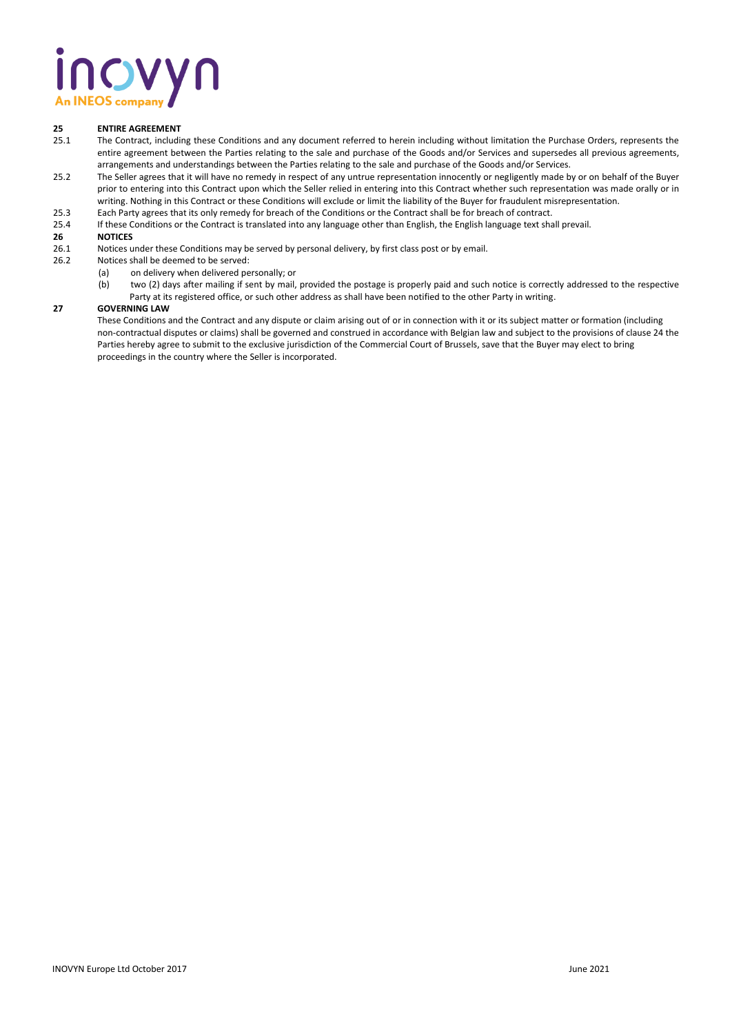**25 ENTIRE AGREEMENT**

25.1 The Contract, including these Conditions and any document referred to herein including without limitation the Purchase Orders, represents the entire agreement between the Parties relating to the sale and purchase of the Goods and/or Services and supersedes all previous agreements, arrangements and understandings between the Parties relating to the sale and purchase of the Goods and/or Services.

25.2 The Seller agrees that it will have no remedy in respect of any untrue representation innocently or negligently made by or on behalf of the Buyer prior to entering into this Contract upon which the Seller relied in entering into this Contract whether such representation was made orally or in writing. Nothing in this Contract or these Conditions will exclude or limit the liability of the Buyer for fraudulent misrepresentation.

25.3 Each Party agrees that its only remedy for breach of the Conditions or the Contract shall be for breach of contract.

25.4 If these Conditions or the Contract is translated into any language other than English, the English language text shall prevail.

**26 NOTICES**

26.1 Notices under these Conditions may be served by personal delivery, by first class post or by email.

26.2 Notices shall be deemed to be served:

(a) on delivery when delivered personally; or

(b) two (2) days after mailing if sent by mail, provided the postage is properly paid and such notice is correctly addressed to the respective Party at its registered office, or such other address as shall have been notified to the other Party in writing.

**27 GOVERNING LAW**

These Conditions and the Contract and any dispute or claim arising out of or in connection with it or its subject matter or formation (including non-contractual disputes or claims) shall be governed and construed in accordance with Belgian law and subject to the provisions of clause 24 the Parties hereby agree to submit to the exclusive jurisdiction of the Commercial Court of Brussels, save that the Buyer may elect to bring proceedings in the country where the Seller is incorporated.